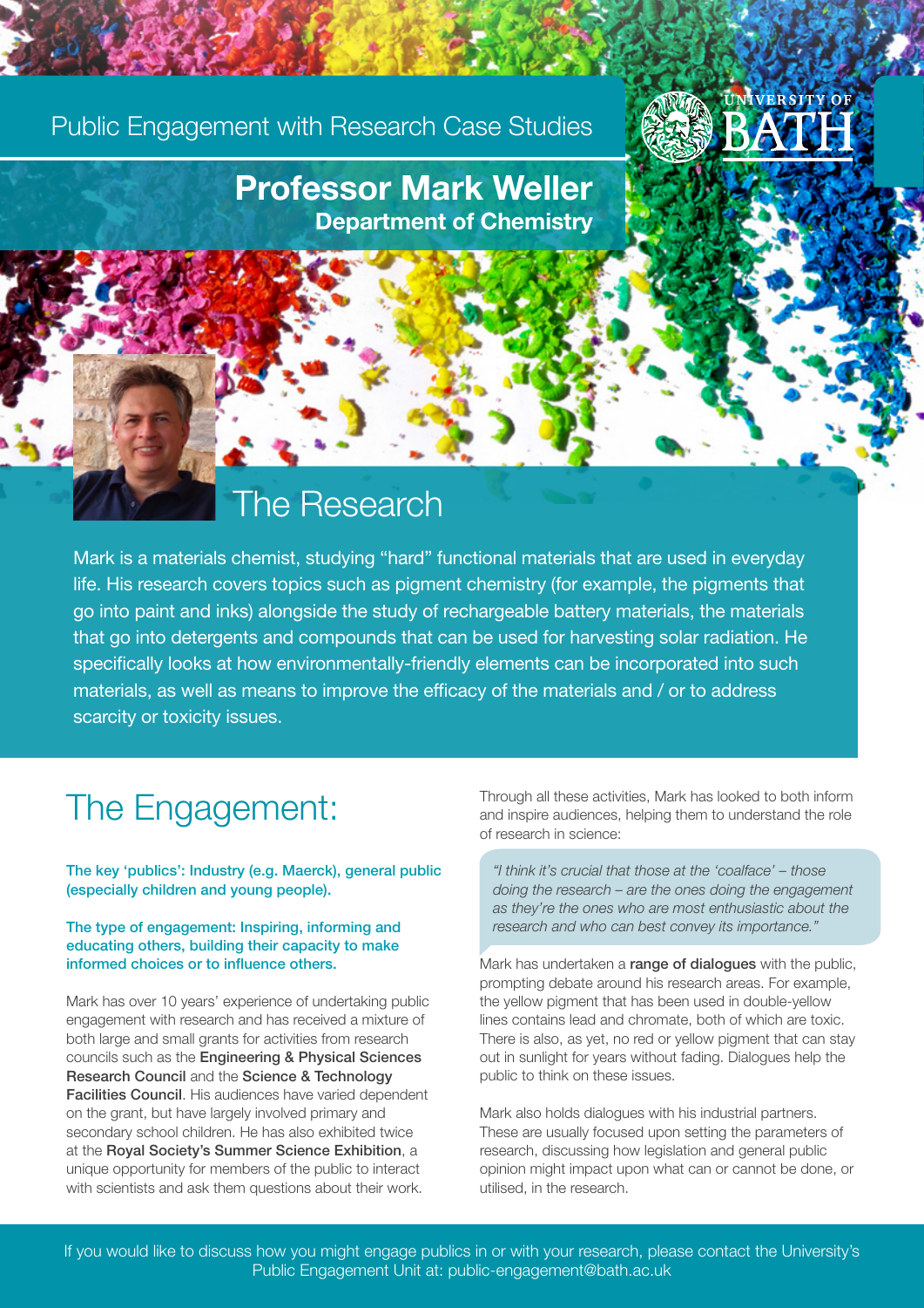Public Engagement with Research Case Studies

UNIVERSITY OF BATH

# Professor Mark Weller

**Department of Chemistry**

## The Research

Mark is a materials chemist, studying "hard" functional materials that are used in everyday life. His research covers topics such as pigment chemistry (for example, the pigments that go into paint and inks) alongside the study of rechargeable battery materials, the materials that go into detergents and compounds that can be used for harvesting solar radiation. He specifically looks at how environmentally-friendly elements can be incorporated into such materials, as well as means to improve the efficacy of the materials and / or to address scarcity or toxicity issues.

## The Engagement:

The key 'publics': Industry (e.g. Maerck), general public (especially children and young people).

The type of engagement: Inspiring, informing and educating others, building their capacity to make informed choices or to influence others.

Mark has over 10 years' experience of undertaking public engagement with research and has received a mixture of both large and small grants for activities from research councils such as the **Engineering & Physical Sciences Research Council** and the **Science & Technology Facilities Council**. His audiences have varied dependent on the grant, but have largely involved primary and secondary school children. He has also exhibited twice at the **Royal Society's Summer Science Exhibition**, a unique opportunity for members of the public to interact with scientists and ask them questions about their work.

Through all these activities, Mark has looked to both inform and inspire audiences, helping them to understand the role of research in science:

> *"I think it's crucial that those at the 'coalface' – those doing the research – are the ones doing the engagement as they're the ones who are most enthusiastic about the research and who can best convey its importance."*

Mark has undertaken a **range of dialogues** with the public, prompting debate around his research areas. For example, the yellow pigment that has been used in double-yellow lines contains lead and chromate, both of which are toxic. There is also, as yet, no red or yellow pigment that can stay out in sunlight for years without fading. Dialogues help the public to think on these issues.

Mark also holds dialogues with his industrial partners. These are usually focused upon setting the parameters of research, discussing how legislation and general public opinion might impact upon what can or cannot be done, or utilised, in the research.

If you would like to discuss how you might engage publics in or with your research, please contact the University's Public Engagement Unit at: public-engagement@bath.ac.uk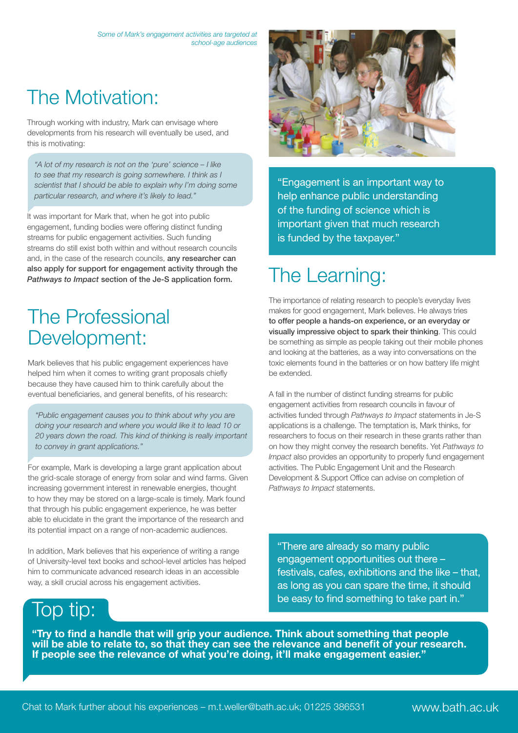*Some of Mark's engagement activities are targeted at school-age audiences*

# The Motivation:

Through working with industry, Mark can envisage where developments from his research will eventually be used, and this is motivating:

> *"A lot of my research is not on the 'pure' science – I like to see that my research is going somewhere. I think as I scientist that I should be able to explain why I'm doing some particular research, and where it's likely to lead."*

It was important for Mark that, when he got into public engagement, funding bodies were offering distinct funding streams for public engagement activities. Such funding streams do still exist both within and without research councils and, in the case of the research councils, **any researcher can also apply for support for engagement activity through the *Pathways to Impact* section of the Je-S application form.**

# The Professional Development:

Mark believes that his public engagement experiences have helped him when it comes to writing grant proposals chiefly because they have caused him to think carefully about the eventual beneficiaries, and general benefits, of his research:

> *"Public engagement causes you to think about why you are doing your research and where you would like it to lead 10 or 20 years down the road. This kind of thinking is really important to convey in grant applications."*

For example, Mark is developing a large grant application about the grid-scale storage of energy from solar and wind farms. Given increasing government interest in renewable energies, thought to how they may be stored on a large-scale is timely. Mark found that through his public engagement experience, he was better able to elucidate in the grant the importance of the research and its potential impact on a range of non-academic audiences.

In addition, Mark believes that his experience of writing a range of University-level text books and school-level articles has helped him to communicate advanced research ideas in an accessible way, a skill crucial across his engagement activities.

> "Engagement is an important way to help enhance public understanding of the funding of science which is important given that much research is funded by the taxpayer."

# The Learning:

The importance of relating research to people's everyday lives makes for good engagement, Mark believes. He always tries **to offer people a hands-on experience, or an everyday or visually impressive object to spark their thinking**. This could be something as simple as people taking out their mobile phones and looking at the batteries, as a way into conversations on the toxic elements found in the batteries or on how battery life might be extended.

A fall in the number of distinct funding streams for public engagement activities from research councils in favour of activities funded through *Pathways to Impact* statements in Je-S applications is a challenge. The temptation is, Mark thinks, for researchers to focus on their research in these grants rather than on how they might convey the research benefits. Yet *Pathways to Impact* also provides an opportunity to properly fund engagement activities. The Public Engagement Unit and the Research Development & Support Office can advise on completion of *Pathways to Impact* statements.

> "There are already so many public engagement opportunities out there – festivals, cafes, exhibitions and the like – that, as long as you can spare the time, it should be easy to find something to take part in."

# Top tip:

**"Try to find a handle that will grip your audience. Think about something that people will be able to relate to, so that they can see the relevance and benefit of your research. If people see the relevance of what you're doing, it'll make engagement easier."**

Chat to Mark further about his experiences – m.t.weller@bath.ac.uk; 01225 386531

www.bath.ac.uk